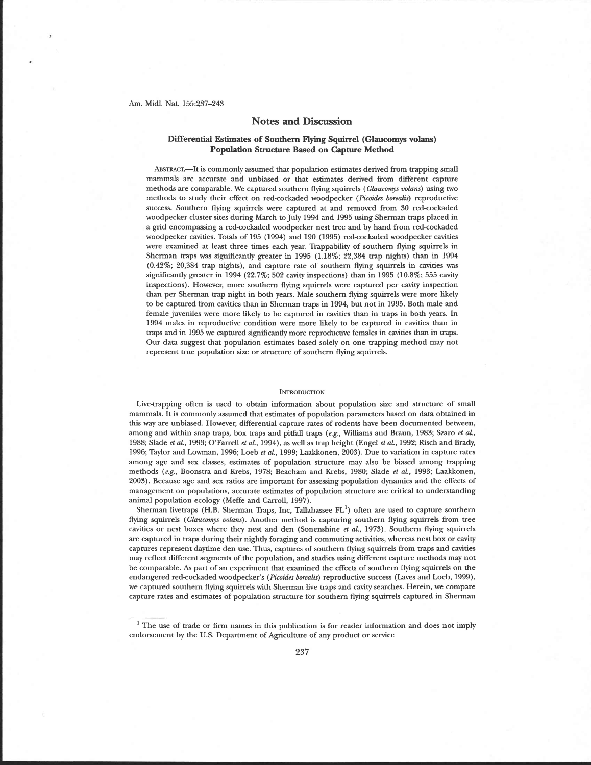## Notes and Discussion

### Differential Estimates of Southern Flying Squirrel (Glaucomys volans) Population Structure Based on Capture Method

ABSTRACT.—It is commonly assumed that population estimates derived from trapping small mammals are accurate and unbiased or that estimates derived from different capture methods are comparable. We captured southern flying squirrels (*Glaucomys volans*) using two methods to study their effect on red-cockaded woodpecker (*Picoides borealis*) reproductive success. Southern flying squirrels were captured at and removed from 30 red-cockaded woodpecker cluster sites during March to July 1994 and 1995 using Sherman traps placed in a grid encompassing a red-cockaded woodpecker nest tree and by hand from red-cockaded woodpecker cavities. Totals of 195 (1994) and 190 (1995) red-cockaded woodpecker cavities were examined at least three times each year. Trappability of southern flying squirrels in Sherman traps was significantly greater in 1995 (1.18%; 22,384 trap nights) than in 1994 (0.42%; 20,384 trap nights), and capture rate of southern flying squirrels in cavities was significantly greater in 1994 (22.7%; 502 cavity inspections) than in 1995 (10.8%; 555 cavity inspections). However, more southern flying squirrels were captured per cavity inspection than per Sherman trap night in both years. Male southern flying squirrels were more likely to be captured from cavities than in Sherman traps in 1994, but not in 1995. Both male and female juveniles were more likely to be captured in cavities than in traps in both years. In 1994 males in reproductive condition were more likely to be captured in cavities than in traps and in 1995 we captured significantly more reproductive females in cavities than in traps. Our data suggest that population estimates based solely on one trapping method may not represent true population size or structure of southern flying squirrels.

#### INTRODUCTION

Live-trapping often is used to obtain information about population size and structure of small mammals. It is commonly assumed that estimates of population parameters based on data obtained in this way are unbiased. However, differential capture rates of rodents have been documented between, among and within snap traps, box traps and pitfall traps (*e.g.*, Williams and Braun, 1983; Szaro *et al.*, 1988; Slade *et al.*, 1993; O'Farrell *et al.*, 1994), as well as trap height (Engel *et al.*, 1992; Risch and Brady, 1996; Taylor and Lowman, 1996; Loeb *et al.*, 1999; Laakkonen, 2003). Due to variation in capture rates among age and sex classes, estimates of population structure may also be biased among trapping methods (*e.g.*, Boonstra and Krebs, 1978; Beacham and Krebs, 1980; Slade *et al.*, 1993; Laakkonen, 2003). Because age and sex ratios are important for assessing population dynamics and the effects of management on populations, accurate estimates of population structure are critical to understanding animal population ecology (Meffe and Carroll, 1997).

Sherman livetraps (H.B. Sherman Traps, Inc, Tallahassee FL[1]) often are used to capture southern flying squirrels (*Glaucomys volans*). Another method is capturing southern flying squirrels from tree cavities or nest boxes where they nest and den (Sonenshine *et al.*, 1973). Southern flying squirrels are captured in traps during their nightly foraging and commuting activities, whereas nest box or cavity captures represent daytime den use. Thus, captures of southern flying squirrels from traps and cavities may reflect different segments of the population, and studies using different capture methods may not be comparable. As part of an experiment that examined the effects of southern flying squirrels on the endangered red-cockaded woodpecker's (*Picoides borealis*) reproductive success (Laves and Loeb, 1999), we captured southern flying squirrels with Sherman live traps and cavity searches. Herein, we compare capture rates and estimates of population structure for southern flying squirrels captured in Sherman

[1] The use of trade or firm names in this publication is for reader information and does not imply endorsement by the U.S. Department of Agriculture of any product or service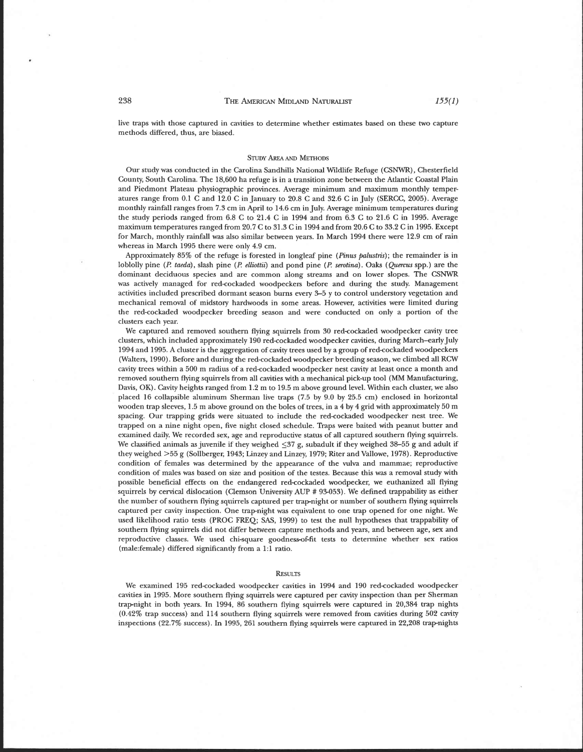live traps with those captured in cavities to determine whether estimates based on these two capture methods differed, thus, are biased.

## Study Area and Methods

Our study was conducted in the Carolina Sandhills National Wildlife Refuge (CSNWR), Chesterfield County, South Carolina. The 18,600 ha refuge is in a transition zone between the Atlantic Coastal Plain and Piedmont Plateau physiographic provinces. Average minimum and maximum monthly temperatures range from 0.1 C and 12.0 C in January to 20.8 C and 32.6 C in July (SERCC, 2005). Average monthly rainfall ranges from 7.3 cm in April to 14.6 cm in July. Average minimum temperatures during the study periods ranged from 6.8 C to 21.4 C in 1994 and from 6.3 C to 21.6 C in 1995. Average maximum temperatures ranged from 20.7 C to 31.3 C in 1994 and from 20.6 C to 33.2 C in 1995. Except for March, monthly rainfall was also similar between years. In March 1994 there were 12.9 cm of rain whereas in March 1995 there were only 4.9 cm.

Approximately 85% of the refuge is forested in longleaf pine (*Pinus palustris*); the remainder is in loblolly pine (*P. taeda*), slash pine (*P. elliottii*) and pond pine (*P. serotina*). Oaks (*Quercus* spp.) are the dominant deciduous species and are common along streams and on lower slopes. The CSNWR was actively managed for red-cockaded woodpeckers before and during the study. Management activities included prescribed dormant season burns every 3–5 y to control understory vegetation and mechanical removal of midstory hardwoods in some areas. However, activities were limited during the red-cockaded woodpecker breeding season and were conducted on only a portion of the clusters each year.

We captured and removed southern flying squirrels from 30 red-cockaded woodpecker cavity tree clusters, which included approximately 190 red-cockaded woodpecker cavities, during March–early July 1994 and 1995. A cluster is the aggregation of cavity trees used by a group of red-cockaded woodpeckers (Walters, 1990). Before and during the red-cockaded woodpecker breeding season, we climbed all RCW cavity trees within a 500 m radius of a red-cockaded woodpecker nest cavity at least once a month and removed southern flying squirrels from all cavities with a mechanical pick-up tool (MM Manufacturing, Davis, OK). Cavity heights ranged from 1.2 m to 19.5 m above ground level. Within each cluster, we also placed 16 collapsible aluminum Sherman live traps (7.5 by 9.0 by 25.5 cm) enclosed in horizontal wooden trap sleeves, 1.5 m above ground on the boles of trees, in a 4 by 4 grid with approximately 50 m spacing. Our trapping grids were situated to include the red-cockaded woodpecker nest tree. We trapped on a nine night open, five night closed schedule. Traps were baited with peanut butter and examined daily. We recorded sex, age and reproductive status of all captured southern flying squirrels. We classified animals as juvenile if they weighed $\leq$37 g, subadult if they weighed 38–55 g and adult if they weighed >55 g (Sollberger, 1943; Linzey and Linzey, 1979; Riter and Vallowe, 1978). Reproductive condition of females was determined by the appearance of the vulva and mammae; reproductive condition of males was based on size and position of the testes. Because this was a removal study with possible beneficial effects on the endangered red-cockaded woodpecker, we euthanized all flying squirrels by cervical dislocation (Clemson University AUP # 93-053). We defined trappability as either the number of southern flying squirrels captured per trap-night or number of southern flying squirrels captured per cavity inspection. One trap-night was equivalent to one trap opened for one night. We used likelihood ratio tests (PROC FREQ; SAS, 1999) to test the null hypotheses that trappability of southern flying squirrels did not differ between capture methods and years, and between age, sex and reproductive classes. We used chi-square goodness-of-fit tests to determine whether sex ratios (male:female) differed significantly from a 1:1 ratio.

## Results

We examined 195 red-cockaded woodpecker cavities in 1994 and 190 red-cockaded woodpecker cavities in 1995. More southern flying squirrels were captured per cavity inspection than per Sherman trap-night in both years. In 1994, 86 southern flying squirrels were captured in 20,384 trap nights (0.42% trap success) and 114 southern flying squirrels were removed from cavities during 502 cavity inspections (22.7% success). In 1995, 261 southern flying squirrels were captured in 22,208 trap-nights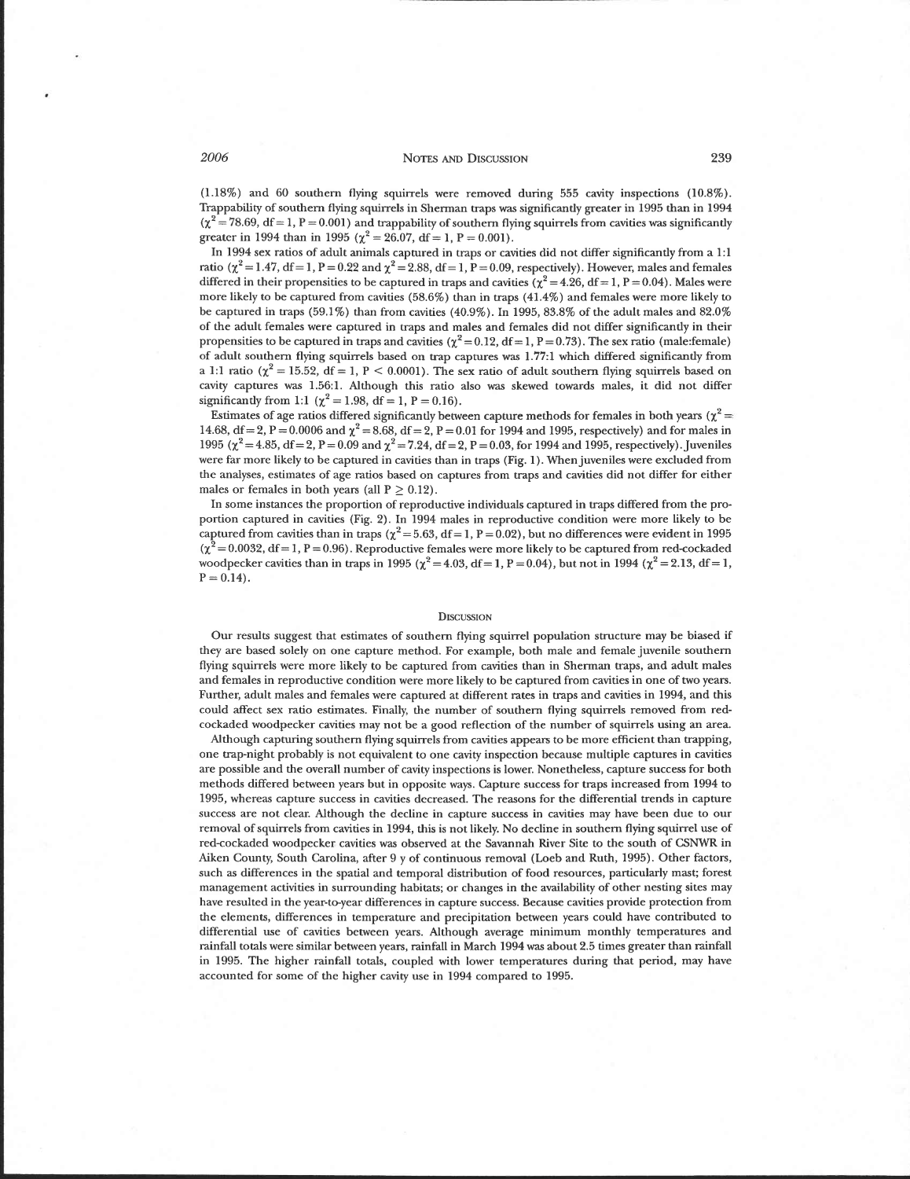(1.18%) and 60 southern flying squirrels were removed during 555 cavity inspections (10.8%). Trappability of southern flying squirrels in Sherman traps was significantly greater in 1995 than in 1994 ($\chi^2 = 78.69$, df = 1, P = 0.001) and trappability of southern flying squirrels from cavities was significantly greater in 1994 than in 1995 ($\chi^2 = 26.07$, df = 1, P = 0.001).

In 1994 sex ratios of adult animals captured in traps or cavities did not differ significantly from a 1:1 ratio ($\chi^2 = 1.47$, df = 1, P = 0.22 and $\chi^2 = 2.88$, df = 1, P = 0.09, respectively). However, males and females differed in their propensities to be captured in traps and cavities ($\chi^2 = 4.26$, df = 1, P = 0.04). Males were more likely to be captured from cavities (58.6%) than in traps (41.4%) and females were more likely to be captured in traps (59.1%) than from cavities (40.9%). In 1995, 83.8% of the adult males and 82.0% of the adult females were captured in traps and males and females did not differ significantly in their propensities to be captured in traps and cavities ($\chi^2 = 0.12$, df = 1, P = 0.73). The sex ratio (male:female) of adult southern flying squirrels based on trap captures was 1.77:1 which differed significantly from a 1:1 ratio ($\chi^2 = 15.52$, df = 1, P < 0.0001). The sex ratio of adult southern flying squirrels based on cavity captures was 1.56:1. Although this ratio also was skewed towards males, it did not differ significantly from 1:1 ($\chi^2 = 1.98$, df = 1, P = 0.16).

Estimates of age ratios differed significantly between capture methods for females in both years ($\chi^2 = 14.68$, df = 2, P = 0.0006 and $\chi^2 = 8.68$, df = 2, P = 0.01 for 1994 and 1995, respectively) and for males in 1995 ($\chi^2 = 4.85$, df = 2, P = 0.09 and $\chi^2 = 7.24$, df = 2, P = 0.03, for 1994 and 1995, respectively). Juveniles were far more likely to be captured in cavities than in traps (Fig. 1). When juveniles were excluded from the analyses, estimates of age ratios based on captures from traps and cavities did not differ for either males or females in both years (all P $\geq$ 0.12).

In some instances the proportion of reproductive individuals captured in traps differed from the proportion captured in cavities (Fig. 2). In 1994 males in reproductive condition were more likely to be captured from cavities than in traps ($\chi^2 = 5.63$, df = 1, P = 0.02), but no differences were evident in 1995 ($\chi^2 = 0.0032$, df = 1, P = 0.96). Reproductive females were more likely to be captured from red-cockaded woodpecker cavities than in traps in 1995 ($\chi^2 = 4.03$, df = 1, P = 0.04), but not in 1994 ($\chi^2 = 2.13$, df = 1, P = 0.14).

## Discussion

Our results suggest that estimates of southern flying squirrel population structure may be biased if they are based solely on one capture method. For example, both male and female juvenile southern flying squirrels were more likely to be captured from cavities than in Sherman traps, and adult males and females in reproductive condition were more likely to be captured from cavities in one of two years. Further, adult males and females were captured at different rates in traps and cavities in 1994, and this could affect sex ratio estimates. Finally, the number of southern flying squirrels removed from red-cockaded woodpecker cavities may not be a good reflection of the number of squirrels using an area.

Although capturing southern flying squirrels from cavities appears to be more efficient than trapping, one trap-night probably is not equivalent to one cavity inspection because multiple captures in cavities are possible and the overall number of cavity inspections is lower. Nonetheless, capture success for both methods differed between years but in opposite ways. Capture success for traps increased from 1994 to 1995, whereas capture success in cavities decreased. The reasons for the differential trends in capture success are not clear. Although the decline in capture success in cavities may have been due to our removal of squirrels from cavities in 1994, this is not likely. No decline in southern flying squirrel use of red-cockaded woodpecker cavities was observed at the Savannah River Site to the south of CSNWR in Aiken County, South Carolina, after 9 y of continuous removal (Loeb and Ruth, 1995). Other factors, such as differences in the spatial and temporal distribution of food resources, particularly mast; forest management activities in surrounding habitats; or changes in the availability of other nesting sites may have resulted in the year-to-year differences in capture success. Because cavities provide protection from the elements, differences in temperature and precipitation between years could have contributed to differential use of cavities between years. Although average minimum monthly temperatures and rainfall totals were similar between years, rainfall in March 1994 was about 2.5 times greater than rainfall in 1995. The higher rainfall totals, coupled with lower temperatures during that period, may have accounted for some of the higher cavity use in 1994 compared to 1995.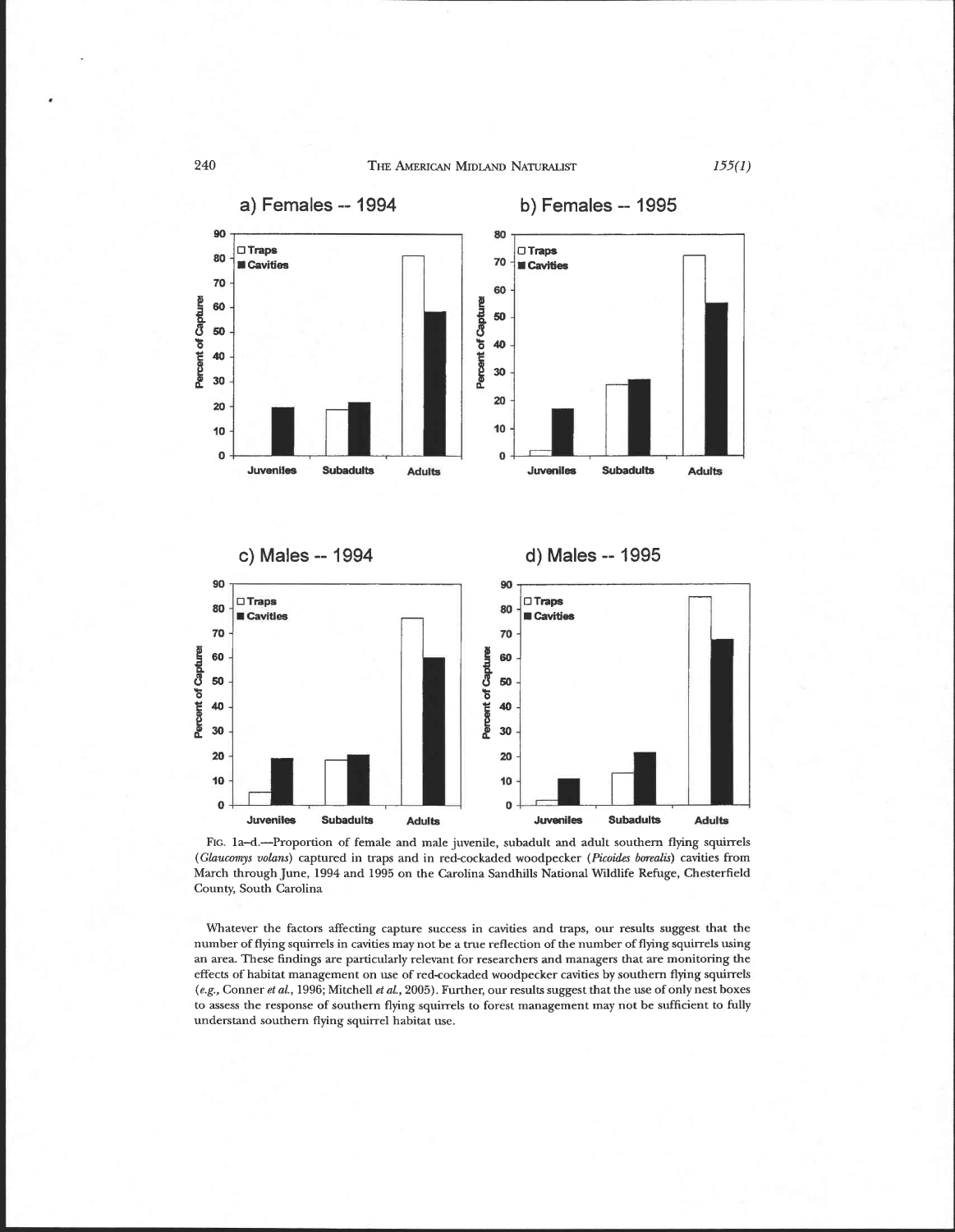FIG. 1a–d.—Proportion of female and male juvenile, subadult and adult southern flying squirrels (*Glaucomys volans*) captured in traps and in red-cockaded woodpecker (*Picoides borealis*) cavities from March through June, 1994 and 1995 on the Carolina Sandhills National Wildlife Refuge, Chesterfield County, South Carolina

Whatever the factors affecting capture success in cavities and traps, our results suggest that the number of flying squirrels in cavities may not be a true reflection of the number of flying squirrels using an area. These findings are particularly relevant for researchers and managers that are monitoring the effects of habitat management on use of red-cockaded woodpecker cavities by southern flying squirrels (*e.g.*, Conner *et al.*, 1996; Mitchell *et al.*, 2005). Further, our results suggest that the use of only nest boxes to assess the response of southern flying squirrels to forest management may not be sufficient to fully understand southern flying squirrel habitat use.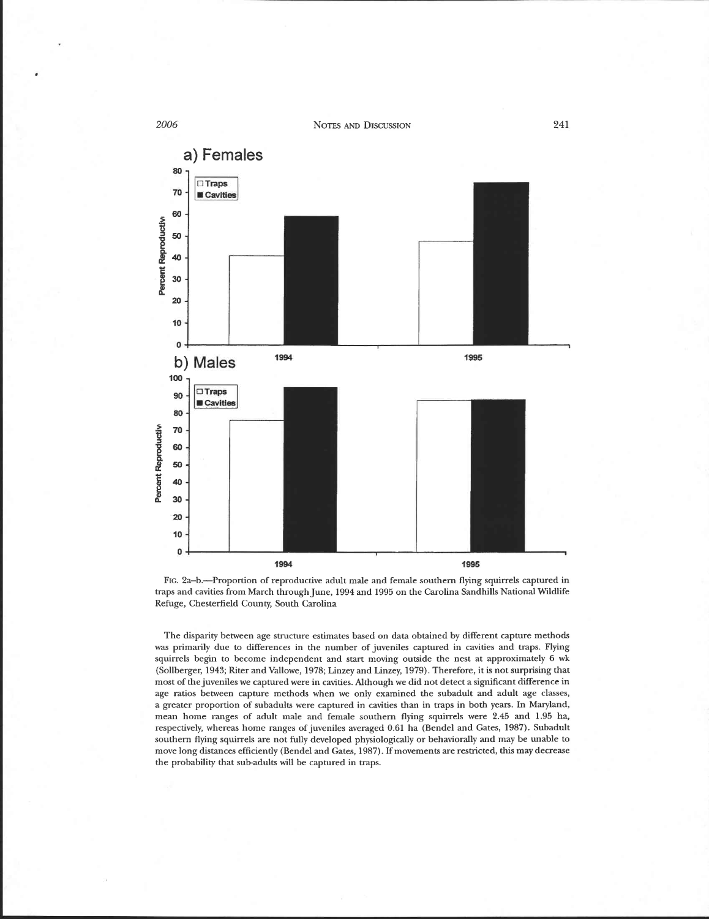FIG. 2a–b.—Proportion of reproductive adult male and female southern flying squirrels captured in traps and cavities from March through June, 1994 and 1995 on the Carolina Sandhills National Wildlife Refuge, Chesterfield County, South Carolina

The disparity between age structure estimates based on data obtained by different capture methods was primarily due to differences in the number of juveniles captured in cavities and traps. Flying squirrels begin to become independent and start moving outside the nest at approximately 6 wk (Sollberger, 1943; Riter and Vallowe, 1978; Linzey and Linzey, 1979). Therefore, it is not surprising that most of the juveniles we captured were in cavities. Although we did not detect a significant difference in age ratios between capture methods when we only examined the subadult and adult age classes, a greater proportion of subadults were captured in cavities than in traps in both years. In Maryland, mean home ranges of adult male and female southern flying squirrels were 2.45 and 1.95 ha, respectively, whereas home ranges of juveniles averaged 0.61 ha (Bendel and Gates, 1987). Subadult southern flying squirrels are not fully developed physiologically or behaviorally and may be unable to move long distances efficiently (Bendel and Gates, 1987). If movements are restricted, this may decrease the probability that sub-adults will be captured in traps.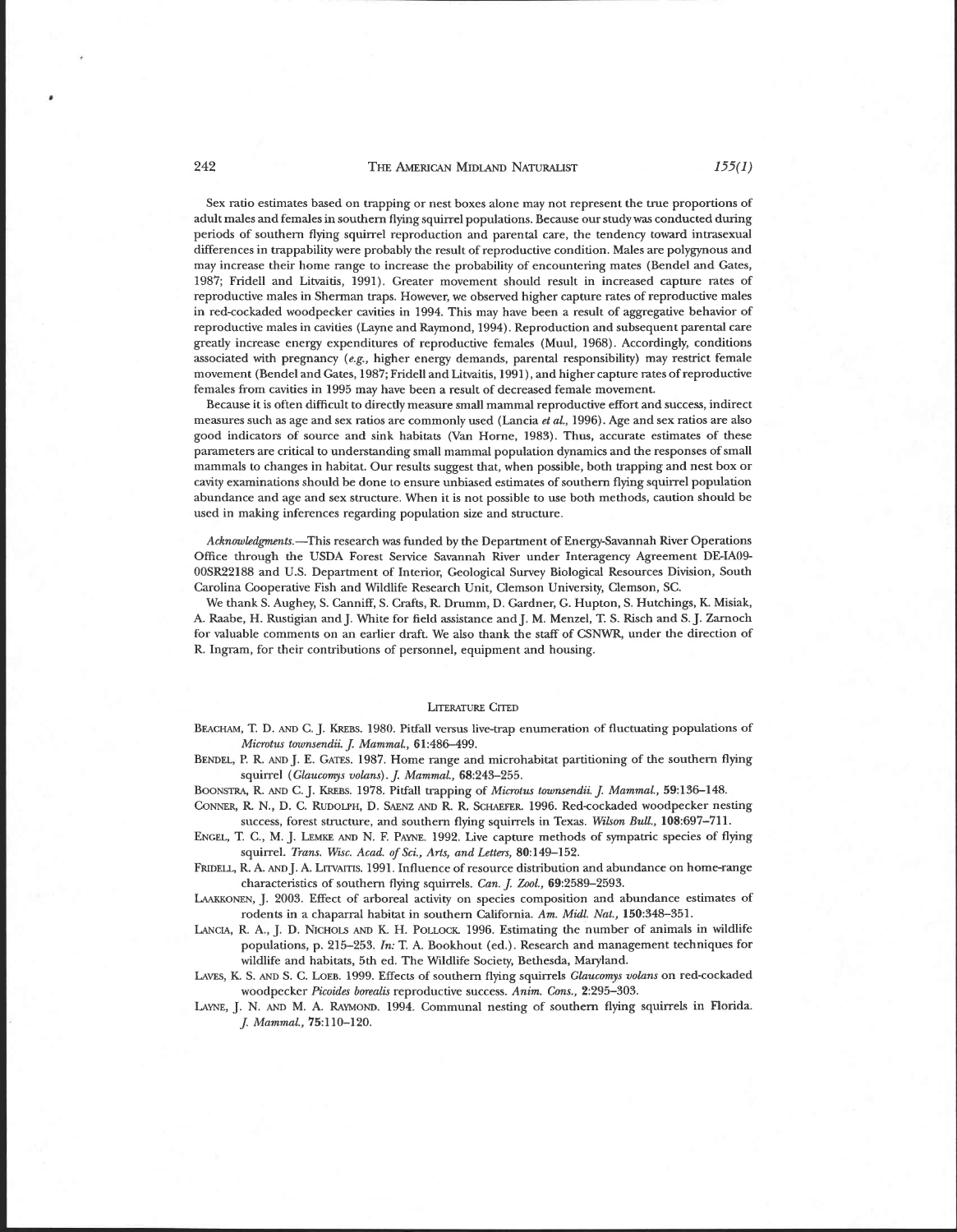Sex ratio estimates based on trapping or nest boxes alone may not represent the true proportions of adult males and females in southern flying squirrel populations. Because our study was conducted during periods of southern flying squirrel reproduction and parental care, the tendency toward intrasexual differences in trappability were probably the result of reproductive condition. Males are polygynous and may increase their home range to increase the probability of encountering mates (Bendel and Gates, 1987; Fridell and Litvaitis, 1991). Greater movement should result in increased capture rates of reproductive males in Sherman traps. However, we observed higher capture rates of reproductive males in red-cockaded woodpecker cavities in 1994. This may have been a result of aggregative behavior of reproductive males in cavities (Layne and Raymond, 1994). Reproduction and subsequent parental care greatly increase energy expenditures of reproductive females (Muul, 1968). Accordingly, conditions associated with pregnancy (*e.g.,* higher energy demands, parental responsibility) may restrict female movement (Bendel and Gates, 1987; Fridell and Litvaitis, 1991), and higher capture rates of reproductive females from cavities in 1995 may have been a result of decreased female movement.

Because it is often difficult to directly measure small mammal reproductive effort and success, indirect measures such as age and sex ratios are commonly used (Lancia *et al.,* 1996). Age and sex ratios are also good indicators of source and sink habitats (Van Horne, 1983). Thus, accurate estimates of these parameters are critical to understanding small mammal population dynamics and the responses of small mammals to changes in habitat. Our results suggest that, when possible, both trapping and nest box or cavity examinations should be done to ensure unbiased estimates of southern flying squirrel population abundance and age and sex structure. When it is not possible to use both methods, caution should be used in making inferences regarding population size and structure.

*Acknowledgments.*—This research was funded by the Department of Energy-Savannah River Operations Office through the USDA Forest Service Savannah River under Interagency Agreement DE-IA09-00SR22188 and U.S. Department of Interior, Geological Survey Biological Resources Division, South Carolina Cooperative Fish and Wildlife Research Unit, Clemson University, Clemson, SC.

We thank S. Aughey, S. Canniff, S. Crafts, R. Drumm, D. Gardner, G. Hupton, S. Hutchings, K. Misiak, A. Raabe, H. Rustigian and J. White for field assistance and J. M. Menzel, T. S. Risch and S. J. Zarnoch for valuable comments on an earlier draft. We also thank the staff of CSNWR, under the direction of R. Ingram, for their contributions of personnel, equipment and housing.

## Literature Cited

Beacham, T. D. and C. J. Krebs. 1980. Pitfall versus live-trap enumeration of fluctuating populations of *Microtus townsendii*. *J. Mammal.,* **61**:486–499.

Bendel, P. R. and J. E. Gates. 1987. Home range and microhabitat partitioning of the southern flying squirrel (*Glaucomys volans*). *J. Mammal.,* **68**:243–255.

Boonstra, R. and C. J. Krebs. 1978. Pitfall trapping of *Microtus townsendii*. *J. Mammal.,* **59**:136–148.

Conner, R. N., D. C. Rudolph, D. Saenz and R. R. Schaefer. 1996. Red-cockaded woodpecker nesting success, forest structure, and southern flying squirrels in Texas. *Wilson Bull.,* **108**:697–711.

Engel, T. C., M. J. Lemke and N. F. Payne. 1992. Live capture methods of sympatric species of flying squirrel. *Trans. Wisc. Acad. of Sci., Arts, and Letters,* **80**:149–152.

Fridell, R. A. and J. A. Litvaitis. 1991. Influence of resource distribution and abundance on home-range characteristics of southern flying squirrels. *Can. J. Zool.,* **69**:2589–2593.

Laakkonen, J. 2003. Effect of arboreal activity on species composition and abundance estimates of rodents in a chaparral habitat in southern California. *Am. Midl. Nat.,* **150**:348–351.

Lancia, R. A., J. D. Nichols and K. H. Pollock. 1996. Estimating the number of animals in wildlife populations, p. 215–253. *In:* T. A. Bookhout (ed.). Research and management techniques for wildlife and habitats, 5th ed. The Wildlife Society, Bethesda, Maryland.

Laves, K. S. and S. C. Loeb. 1999. Effects of southern flying squirrels *Glaucomys volans* on red-cockaded woodpecker *Picoides borealis* reproductive success. *Anim. Cons.,* **2**:295–303.

Layne, J. N. and M. A. Raymond. 1994. Communal nesting of southern flying squirrels in Florida. *J. Mammal.,* **75**:110–120.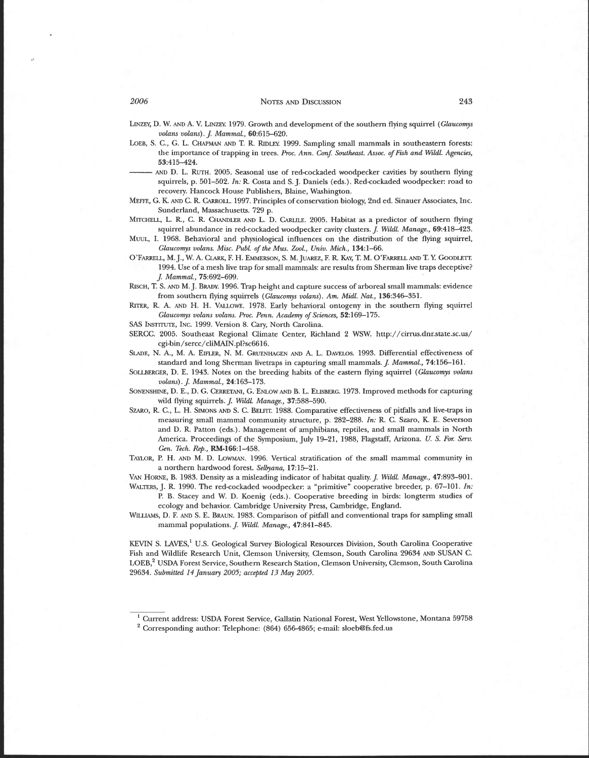LINZEY, D. W. AND A. V. LINZEY. 1979. Growth and development of the southern flying squirrel (*Glaucomys volans volans*). *J. Mammal.*, **60**:615–620.

LOEB, S. C., G. L. CHAPMAN AND T. R. RIDLEY. 1999. Sampling small mammals in southeastern forests: the importance of trapping in trees. *Proc. Ann. Conf. Southeast. Assoc. of Fish and Wildl. Agencies*, **53**:415–424.

——— AND D. L. RUTH. 2005. Seasonal use of red-cockaded woodpecker cavities by southern flying squirrels, p. 501–502. *In:* R. Costa and S. J. Daniels (eds.). Red-cockaded woodpecker: road to recovery. Hancock House Publishers, Blaine, Washington.

MEFFE, G. K. AND C. R. CARROLL. 1997. Principles of conservation biology, 2nd ed. Sinauer Associates, Inc. Sunderland, Massachusetts. 729 p.

MITCHELL, L. R., C. R. CHANDLER AND L. D. CARLILE. 2005. Habitat as a predictor of southern flying squirrel abundance in red-cockaded woodpecker cavity clusters. *J. Wildl. Manage.*, **69**:418–423.

MUUL, I. 1968. Behavioral and physiological influences on the distribution of the flying squirrel, *Glaucomys volans. Misc. Publ. of the Mus. Zool., Univ. Mich.*, **134**:1–66.

O'FARRELL, M. J., W. A. CLARK, F. H. EMMERSON, S. M. JUAREZ, F. R. KAY, T. M. O'FARRELL AND T. Y. GOODLETT. 1994. Use of a mesh live trap for small mammals: are results from Sherman live traps deceptive? *J. Mammal.*, **75**:692–699.

RISCH, T. S. AND M. J. BRADY. 1996. Trap height and capture success of arboreal small mammals: evidence from southern flying squirrels (*Glaucomys volans*). *Am. Midl. Nat.*, **136**:346–351.

RITER, R. A. AND H. H. VALLOWE. 1978. Early behavioral ontogeny in the southern flying squirrel *Glaucomys volans volans. Proc. Penn. Academy of Sciences*, **52**:169–175.

SAS INSTITUTE, INC. 1999. Version 8. Cary, North Carolina.

SERCC. 2005. Southeast Regional Climate Center, Richland 2 WSW. http://cirrus.dnr.state.sc.us/cgi-bin/sercc/cliMAIN.pl?sc6616.

SLADE, N. A., M. A. EIFLER, N. M. GRUENHAGEN AND A. L. DAVELOS. 1993. Differential effectiveness of standard and long Sherman livetraps in capturing small mammals. *J. Mammal.*, **74**:156–161.

SOLLBERGER, D. E. 1943. Notes on the breeding habits of the eastern flying squirrel (*Glaucomys volans volans*). *J. Mammal.*, **24**:163–173.

SONENSHINE, D. E., D. G. CERRETANI, G. ENLOW AND B. L. ELISBERG. 1973. Improved methods for capturing wild flying squirrels. *J. Wildl. Manage.*, **37**:588–590.

SZARO, R. C., L. H. SIMONS AND S. C. BELFIT. 1988. Comparative effectiveness of pitfalls and live-traps in measuring small mammal community structure, p. 282–288. *In:* R. C. Szaro, K. E. Severson and D. R. Patton (eds.). Management of amphibians, reptiles, and small mammals in North America. Proceedings of the Symposium, July 19–21, 1988, Flagstaff, Arizona. *U. S. For. Serv. Gen. Tech. Rep.*, **RM-166**:1–458.

TAYLOR, P. H. AND M. D. LOWMAN. 1996. Vertical stratification of the small mammal community in a northern hardwood forest. *Selbyana*, **17**:15–21.

VAN HORNE, B. 1983. Density as a misleading indicator of habitat quality. *J. Wildl. Manage.*, **47**:893–901.

WALTERS, J. R. 1990. The red-cockaded woodpecker: a "primitive" cooperative breeder, p. 67–101. *In:* P. B. Stacey and W. D. Koenig (eds.). Cooperative breeding in birds: longterm studies of ecology and behavior. Cambridge University Press, Cambridge, England.

WILLIAMS, D. F. AND S. E. BRAUN. 1983. Comparison of pitfall and conventional traps for sampling small mammal populations. *J. Wildl. Manage.*, **47**:841–845.

KEVIN S. LAVES,[1] U.S. Geological Survey Biological Resources Division, South Carolina Cooperative Fish and Wildlife Research Unit, Clemson University, Clemson, South Carolina 29634 AND SUSAN C. LOEB,[2] USDA Forest Service, Southern Research Station, Clemson University, Clemson, South Carolina 29634. *Submitted 14 January 2005; accepted 13 May 2005.*

---

[1] Current address: USDA Forest Service, Gallatin National Forest, West Yellowstone, Montana 59758

[2] Corresponding author: Telephone: (864) 656-4865; e-mail: sloeb@fs.fed.us